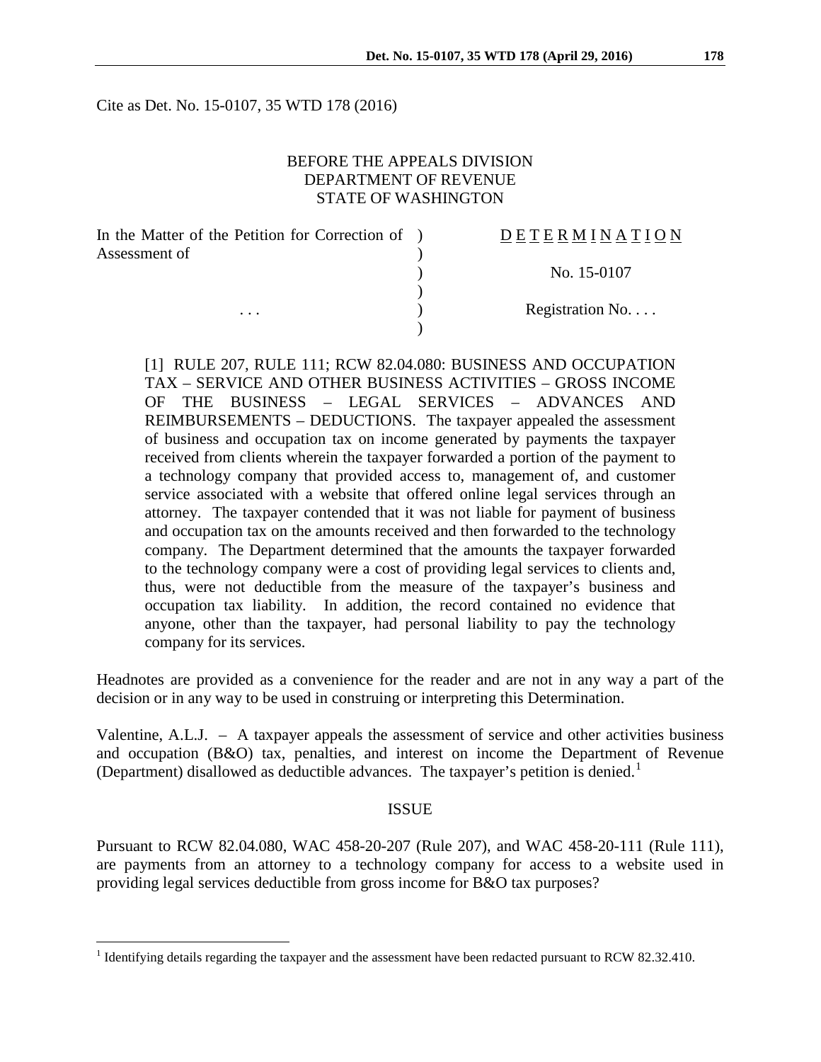Cite as Det. No. 15-0107, 35 WTD 178 (2016)

BEFORE THE APPEALS DIVISION
DEPARTMENT OF REVENUE
STATE OF WASHINGTON

| | | |
|---|---|---|
| In the Matter of the Petition for Correction of Assessment of | ) | D E T E R M I N A T I O N |
| | ) | No. 15-0107 |
| . . . | ) | Registration No. . . . |

[1] RULE 207, RULE 111; RCW 82.04.080: BUSINESS AND OCCUPATION TAX – SERVICE AND OTHER BUSINESS ACTIVITIES – GROSS INCOME OF THE BUSINESS – LEGAL SERVICES – ADVANCES AND REIMBURSEMENTS – DEDUCTIONS. The taxpayer appealed the assessment of business and occupation tax on income generated by payments the taxpayer received from clients wherein the taxpayer forwarded a portion of the payment to a technology company that provided access to, management of, and customer service associated with a website that offered online legal services through an attorney. The taxpayer contended that it was not liable for payment of business and occupation tax on the amounts received and then forwarded to the technology company. The Department determined that the amounts the taxpayer forwarded to the technology company were a cost of providing legal services to clients and, thus, were not deductible from the measure of the taxpayer's business and occupation tax liability. In addition, the record contained no evidence that anyone, other than the taxpayer, had personal liability to pay the technology company for its services.

Headnotes are provided as a convenience for the reader and are not in any way a part of the decision or in any way to be used in construing or interpreting this Determination.

Valentine, A.L.J. – A taxpayer appeals the assessment of service and other activities business and occupation (B&O) tax, penalties, and interest on income the Department of Revenue (Department) disallowed as deductible advances. The taxpayer's petition is denied.[1]

## ISSUE

Pursuant to RCW 82.04.080, WAC 458-20-207 (Rule 207), and WAC 458-20-111 (Rule 111), are payments from an attorney to a technology company for access to a website used in providing legal services deductible from gross income for B&O tax purposes?

[1] Identifying details regarding the taxpayer and the assessment have been redacted pursuant to RCW 82.32.410.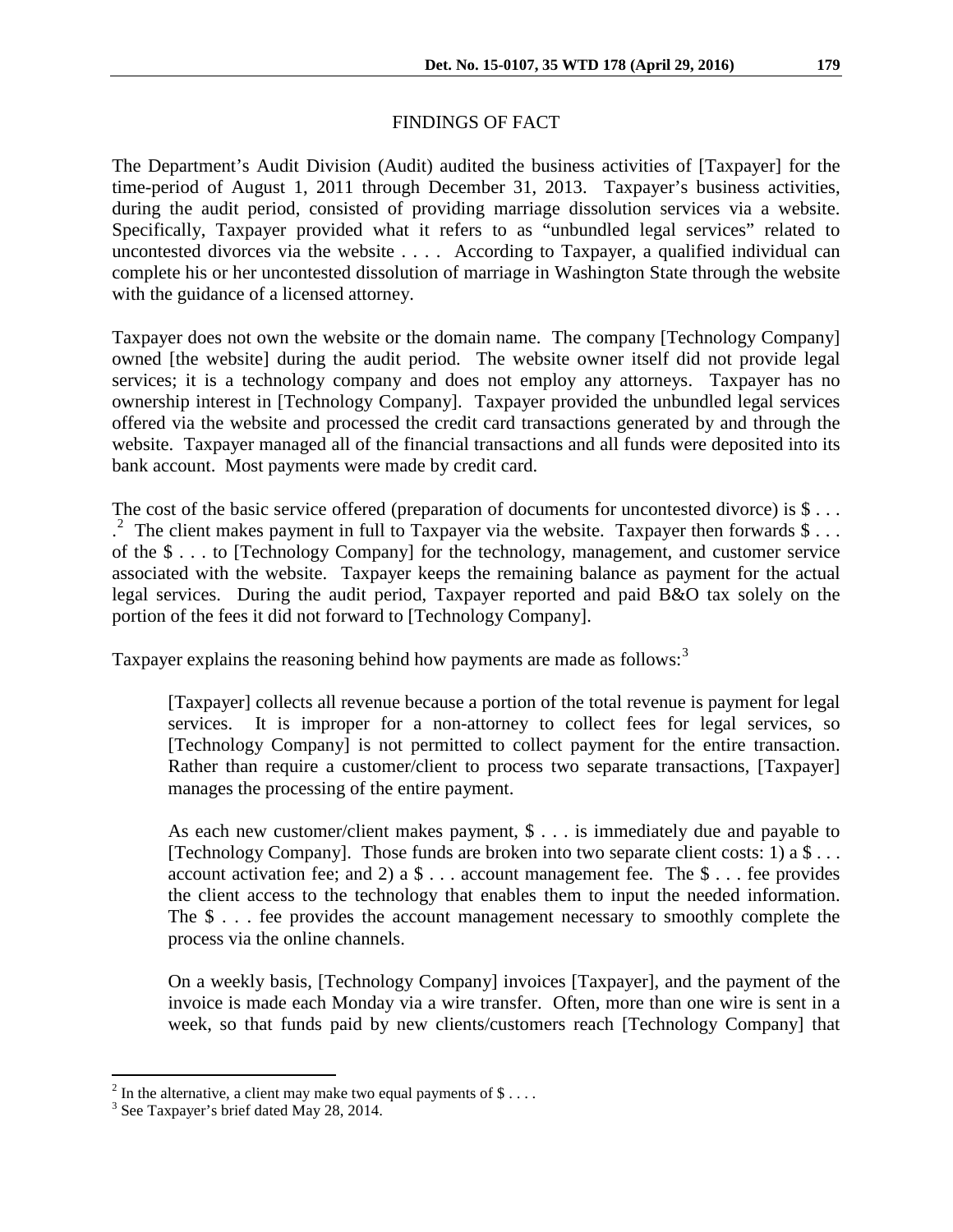## FINDINGS OF FACT

The Department's Audit Division (Audit) audited the business activities of [Taxpayer] for the time-period of August 1, 2011 through December 31, 2013. Taxpayer's business activities, during the audit period, consisted of providing marriage dissolution services via a website. Specifically, Taxpayer provided what it refers to as "unbundled legal services" related to uncontested divorces via the website . . . . According to Taxpayer, a qualified individual can complete his or her uncontested dissolution of marriage in Washington State through the website with the guidance of a licensed attorney.

Taxpayer does not own the website or the domain name. The company [Technology Company] owned [the website] during the audit period. The website owner itself did not provide legal services; it is a technology company and does not employ any attorneys. Taxpayer has no ownership interest in [Technology Company]. Taxpayer provided the unbundled legal services offered via the website and processed the credit card transactions generated by and through the website. Taxpayer managed all of the financial transactions and all funds were deposited into its bank account. Most payments were made by credit card.

The cost of the basic service offered (preparation of documents for uncontested divorce) is $ . . . .[2] The client makes payment in full to Taxpayer via the website. Taxpayer then forwards $ . . . of the $ . . . to [Technology Company] for the technology, management, and customer service associated with the website. Taxpayer keeps the remaining balance as payment for the actual legal services. During the audit period, Taxpayer reported and paid B&O tax solely on the portion of the fees it did not forward to [Technology Company].

Taxpayer explains the reasoning behind how payments are made as follows:[3]

> [Taxpayer] collects all revenue because a portion of the total revenue is payment for legal services. It is improper for a non-attorney to collect fees for legal services, so [Technology Company] is not permitted to collect payment for the entire transaction. Rather than require a customer/client to process two separate transactions, [Taxpayer] manages the processing of the entire payment.
>
> As each new customer/client makes payment, $ . . . is immediately due and payable to [Technology Company]. Those funds are broken into two separate client costs: 1) a $ . . . account activation fee; and 2) a $ . . . account management fee. The $ . . . fee provides the client access to the technology that enables them to input the needed information. The $ . . . fee provides the account management necessary to smoothly complete the process via the online channels.
>
> On a weekly basis, [Technology Company] invoices [Taxpayer], and the payment of the invoice is made each Monday via a wire transfer. Often, more than one wire is sent in a week, so that funds paid by new clients/customers reach [Technology Company] that

---

[2] In the alternative, a client may make two equal payments of $ . . . .

[3] See Taxpayer's brief dated May 28, 2014.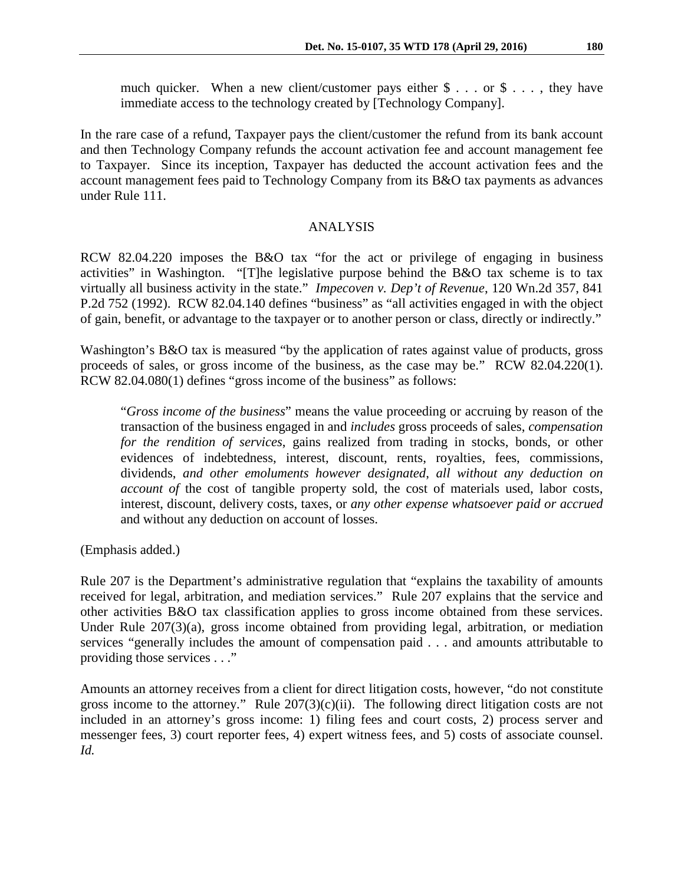much quicker. When a new client/customer pays either $ . . . or $ . . . , they have immediate access to the technology created by [Technology Company].

In the rare case of a refund, Taxpayer pays the client/customer the refund from its bank account and then Technology Company refunds the account activation fee and account management fee to Taxpayer. Since its inception, Taxpayer has deducted the account activation fees and the account management fees paid to Technology Company from its B&O tax payments as advances under Rule 111.

## ANALYSIS

RCW 82.04.220 imposes the B&O tax "for the act or privilege of engaging in business activities" in Washington. "[T]he legislative purpose behind the B&O tax scheme is to tax virtually all business activity in the state." *Impecoven v. Dep't of Revenue*, 120 Wn.2d 357, 841 P.2d 752 (1992). RCW 82.04.140 defines "business" as "all activities engaged in with the object of gain, benefit, or advantage to the taxpayer or to another person or class, directly or indirectly."

Washington's B&O tax is measured "by the application of rates against value of products, gross proceeds of sales, or gross income of the business, as the case may be." RCW 82.04.220(1). RCW 82.04.080(1) defines "gross income of the business" as follows:

> "*Gross income of the business*" means the value proceeding or accruing by reason of the transaction of the business engaged in and *includes* gross proceeds of sales, *compensation for the rendition of services*, gains realized from trading in stocks, bonds, or other evidences of indebtedness, interest, discount, rents, royalties, fees, commissions, dividends, *and other emoluments however designated*, *all without any deduction on account of* the cost of tangible property sold, the cost of materials used, labor costs, interest, discount, delivery costs, taxes, or *any other expense whatsoever paid or accrued* and without any deduction on account of losses.

(Emphasis added.)

Rule 207 is the Department's administrative regulation that "explains the taxability of amounts received for legal, arbitration, and mediation services." Rule 207 explains that the service and other activities B&O tax classification applies to gross income obtained from these services. Under Rule 207(3)(a), gross income obtained from providing legal, arbitration, or mediation services "generally includes the amount of compensation paid . . . and amounts attributable to providing those services . . ."

Amounts an attorney receives from a client for direct litigation costs, however, "do not constitute gross income to the attorney." Rule 207(3)(c)(ii). The following direct litigation costs are not included in an attorney's gross income: 1) filing fees and court costs, 2) process server and messenger fees, 3) court reporter fees, 4) expert witness fees, and 5) costs of associate counsel. *Id.*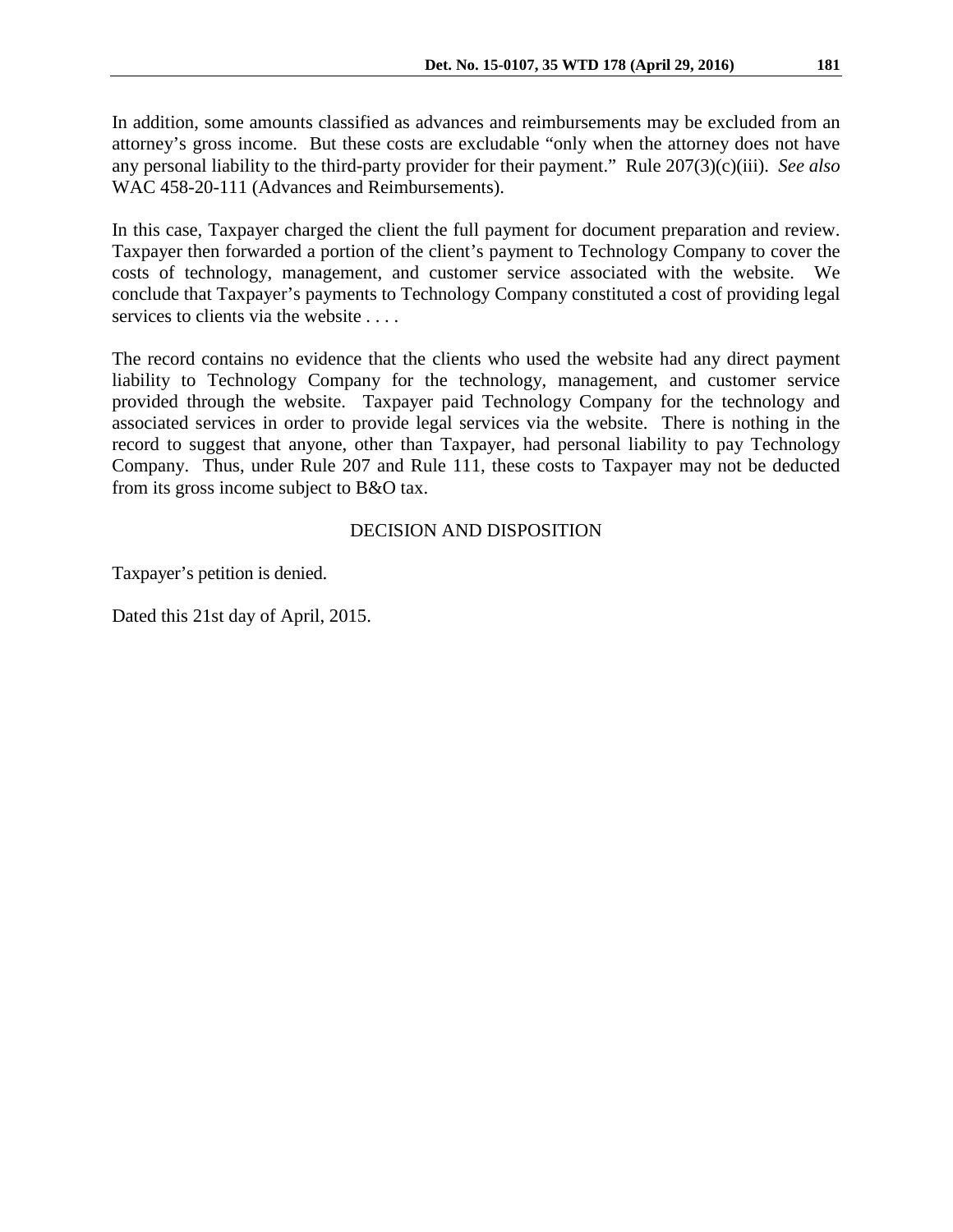In addition, some amounts classified as advances and reimbursements may be excluded from an attorney's gross income. But these costs are excludable "only when the attorney does not have any personal liability to the third-party provider for their payment." Rule 207(3)(c)(iii). *See also* WAC 458-20-111 (Advances and Reimbursements).

In this case, Taxpayer charged the client the full payment for document preparation and review. Taxpayer then forwarded a portion of the client's payment to Technology Company to cover the costs of technology, management, and customer service associated with the website. We conclude that Taxpayer's payments to Technology Company constituted a cost of providing legal services to clients via the website . . . .

The record contains no evidence that the clients who used the website had any direct payment liability to Technology Company for the technology, management, and customer service provided through the website. Taxpayer paid Technology Company for the technology and associated services in order to provide legal services via the website. There is nothing in the record to suggest that anyone, other than Taxpayer, had personal liability to pay Technology Company. Thus, under Rule 207 and Rule 111, these costs to Taxpayer may not be deducted from its gross income subject to B&O tax.

## DECISION AND DISPOSITION

Taxpayer's petition is denied.

Dated this 21st day of April, 2015.